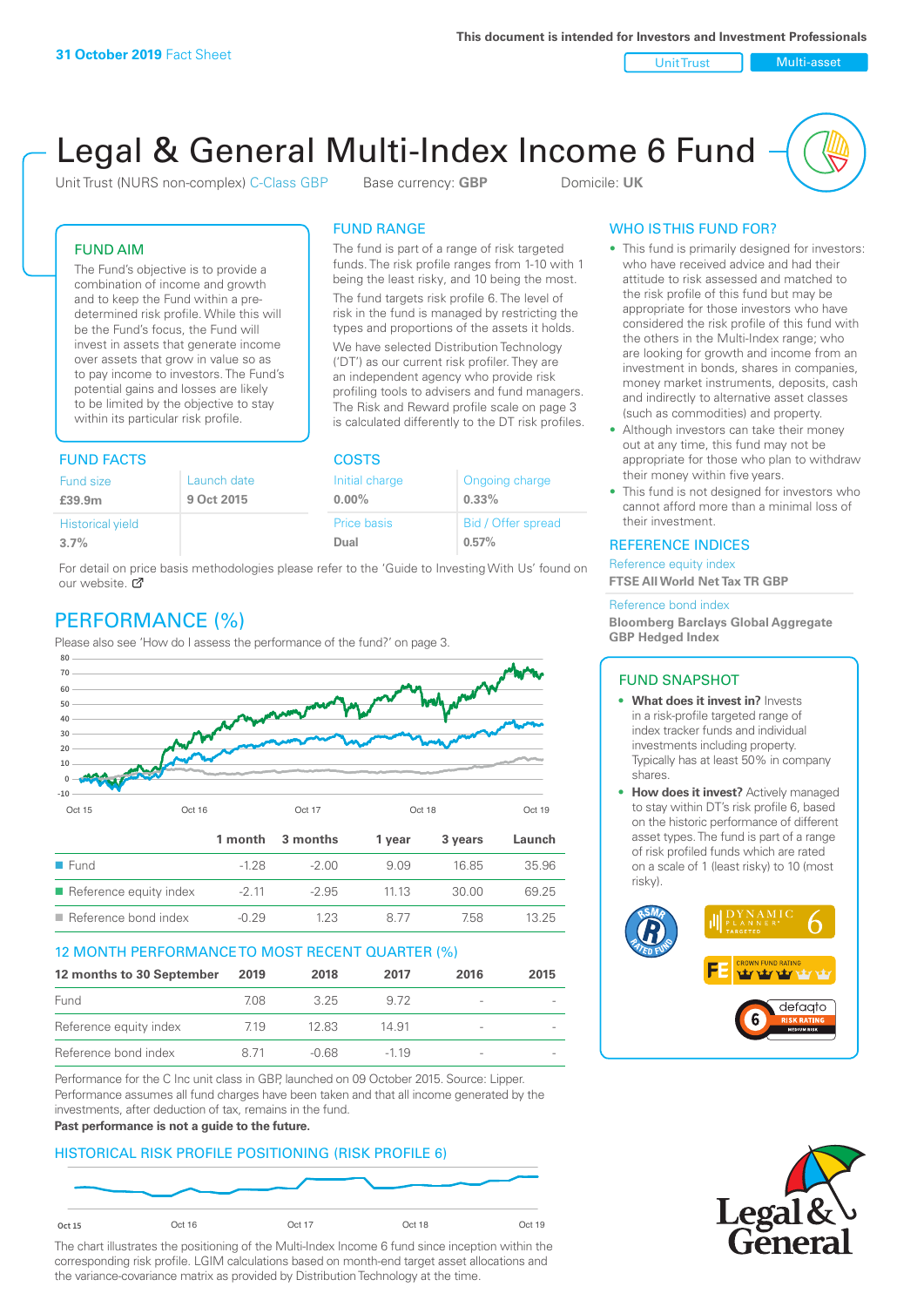This document is intended for Investors and Investment Professionals

**31 October 2019** Fact Sheet

Unit Trust | Multi-asset

# Legal & General Multi-Index Income 6 Fund

Unit Trust (NURS non-complex) C-Class GBP    Base currency: **GBP**    Domicile: **UK**

## FUND AIM

The Fund's objective is to provide a combination of income and growth and to keep the Fund within a pre-determined risk profile. While this will be the Fund's focus, the Fund will invest in assets that generate income over assets that grow in value so as to pay income to investors. The Fund's potential gains and losses are likely to be limited by the objective to stay within its particular risk profile.

## FUND RANGE

The fund is part of a range of risk targeted funds. The risk profile ranges from 1-10 with 1 being the least risky, and 10 being the most.

The fund targets risk profile 6. The level of risk in the fund is managed by restricting the types and proportions of the assets it holds.

We have selected Distribution Technology ('DT') as our current risk profiler. They are an independent agency who provide risk profiling tools to advisers and fund managers. The Risk and Reward profile scale on page 3 is calculated differently to the DT risk profiles.

## FUND FACTS

| Fund size | Launch date |
|---|---|
| **£39.9m** | **9 Oct 2015** |
| Historical yield | |
| **3.7%** | |

## COSTS

| Initial charge | Ongoing charge |
|---|---|
| **0.00%** | **0.33%** |
| Price basis | Bid / Offer spread |
| **Dual** | **0.57%** |

For detail on price basis methodologies please refer to the 'Guide to Investing With Us' found on our website.

## WHO IS THIS FUND FOR?

- This fund is primarily designed for investors: who have received advice and had their attitude to risk assessed and matched to the risk profile of this fund but may be appropriate for those investors who have considered the risk profile of this fund with the others in the Multi-Index range; who are looking for growth and income from an investment in bonds, shares in companies, money market instruments, deposits, cash and indirectly to alternative asset classes (such as commodities) and property.
- Although investors can take their money out at any time, this fund may not be appropriate for those who plan to withdraw their money within five years.
- This fund is not designed for investors who cannot afford more than a minimal loss of their investment.

## REFERENCE INDICES

Reference equity index
**FTSE All World Net Tax TR GBP**

Reference bond index
**Bloomberg Barclays Global Aggregate GBP Hedged Index**

## PERFORMANCE (%)

Please also see 'How do I assess the performance of the fund?' on page 3.

| | 1 month | 3 months | 1 year | 3 years | Launch |
|---|---|---|---|---|---|
| Fund | -1.28 | -2.00 | 9.09 | 16.85 | 35.96 |
| Reference equity index | -2.11 | -2.95 | 11.13 | 30.00 | 69.25 |
| Reference bond index | -0.29 | 1.23 | 8.77 | 7.58 | 13.25 |

## 12 MONTH PERFORMANCE TO MOST RECENT QUARTER (%)

| 12 months to 30 September | 2019 | 2018 | 2017 | 2016 | 2015 |
|---|---|---|---|---|---|
| Fund | 7.08 | 3.25 | 9.72 | - | - |
| Reference equity index | 7.19 | 12.83 | 14.91 | - | - |
| Reference bond index | 8.71 | -0.68 | -1.19 | - | - |

Performance for the C Inc unit class in GBP, launched on 09 October 2015. Source: Lipper. Performance assumes all fund charges have been taken and that all income generated by the investments, after deduction of tax, remains in the fund.

**Past performance is not a guide to the future.**

## HISTORICAL RISK PROFILE POSITIONING (RISK PROFILE 6)

The chart illustrates the positioning of the Multi-Index Income 6 fund since inception within the corresponding risk profile. LGIM calculations based on month-end target asset allocations and the variance-covariance matrix as provided by Distribution Technology at the time.

## FUND SNAPSHOT

- **What does it invest in?** Invests in a risk-profile targeted range of index tracker funds and individual investments including property. Typically has at least 50% in company shares.
- **How does it invest?** Actively managed to stay within DT's risk profile 6, based on the historic performance of different asset types. The fund is part of a range of risk profiled funds which are rated on a scale of 1 (least risky) to 10 (most risky).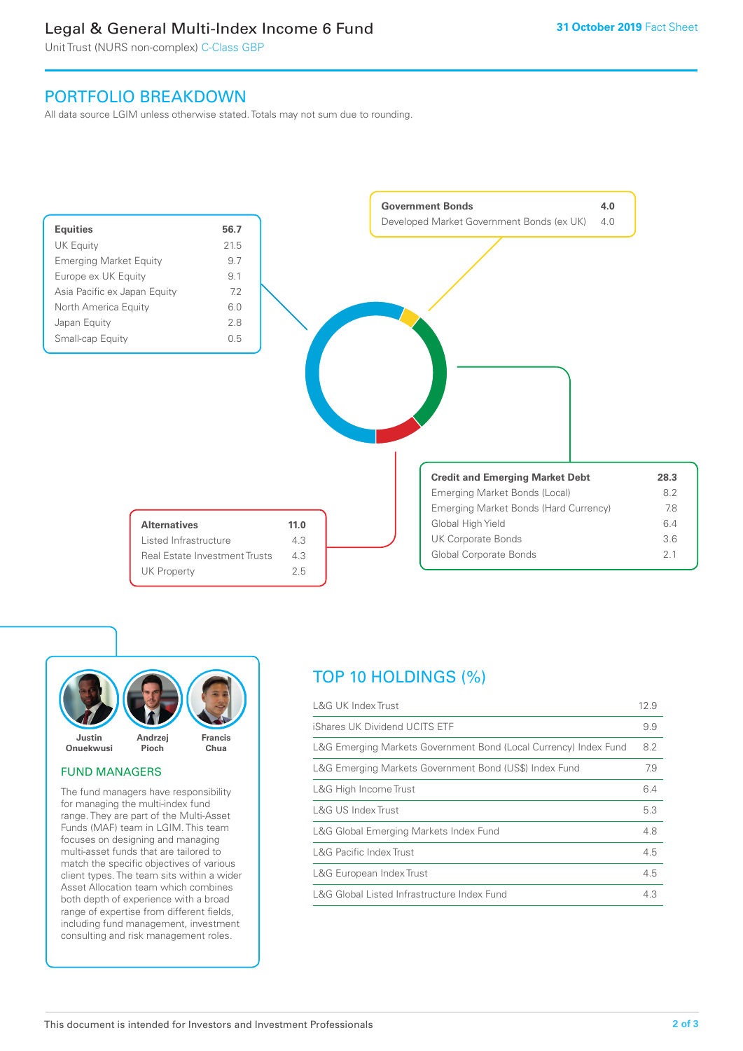# Legal & General Multi-Index Income 6 Fund

Unit Trust (NURS non-complex) C-Class GBP

**31 October 2019** Fact Sheet

## PORTFOLIO BREAKDOWN

All data source LGIM unless otherwise stated. Totals may not sum due to rounding.

| **Equities** | **56.7** |
|---|---|
| UK Equity | 21.5 |
| Emerging Market Equity | 9.7 |
| Europe ex UK Equity | 9.1 |
| Asia Pacific ex Japan Equity | 7.2 |
| North America Equity | 6.0 |
| Japan Equity | 2.8 |
| Small-cap Equity | 0.5 |

| **Government Bonds** | **4.0** |
|---|---|
| Developed Market Government Bonds (ex UK) | 4.0 |

| **Credit and Emerging Market Debt** | **28.3** |
|---|---|
| Emerging Market Bonds (Local) | 8.2 |
| Emerging Market Bonds (Hard Currency) | 7.8 |
| Global High Yield | 6.4 |
| UK Corporate Bonds | 3.6 |
| Global Corporate Bonds | 2.1 |

| **Alternatives** | **11.0** |
|---|---|
| Listed Infrastructure | 4.3 |
| Real Estate Investment Trusts | 4.3 |
| UK Property | 2.5 |

## FUND MANAGERS

Justin Onuekwusi, Andrzej Pioch, Francis Chua

The fund managers have responsibility for managing the multi-index fund range. They are part of the Multi-Asset Funds (MAF) team in LGIM. This team focuses on designing and managing multi-asset funds that are tailored to match the specific objectives of various client types. The team sits within a wider Asset Allocation team which combines both depth of experience with a broad range of expertise from different fields, including fund management, investment consulting and risk management roles.

## TOP 10 HOLDINGS (%)

| Holding | % |
|---|---|
| L&G UK Index Trust | 12.9 |
| iShares UK Dividend UCITS ETF | 9.9 |
| L&G Emerging Markets Government Bond (Local Currency) Index Fund | 8.2 |
| L&G Emerging Markets Government Bond (US$) Index Fund | 7.9 |
| L&G High Income Trust | 6.4 |
| L&G US Index Trust | 5.3 |
| L&G Global Emerging Markets Index Fund | 4.8 |
| L&G Pacific Index Trust | 4.5 |
| L&G European Index Trust | 4.5 |
| L&G Global Listed Infrastructure Index Fund | 4.3 |

This document is intended for Investors and Investment Professionals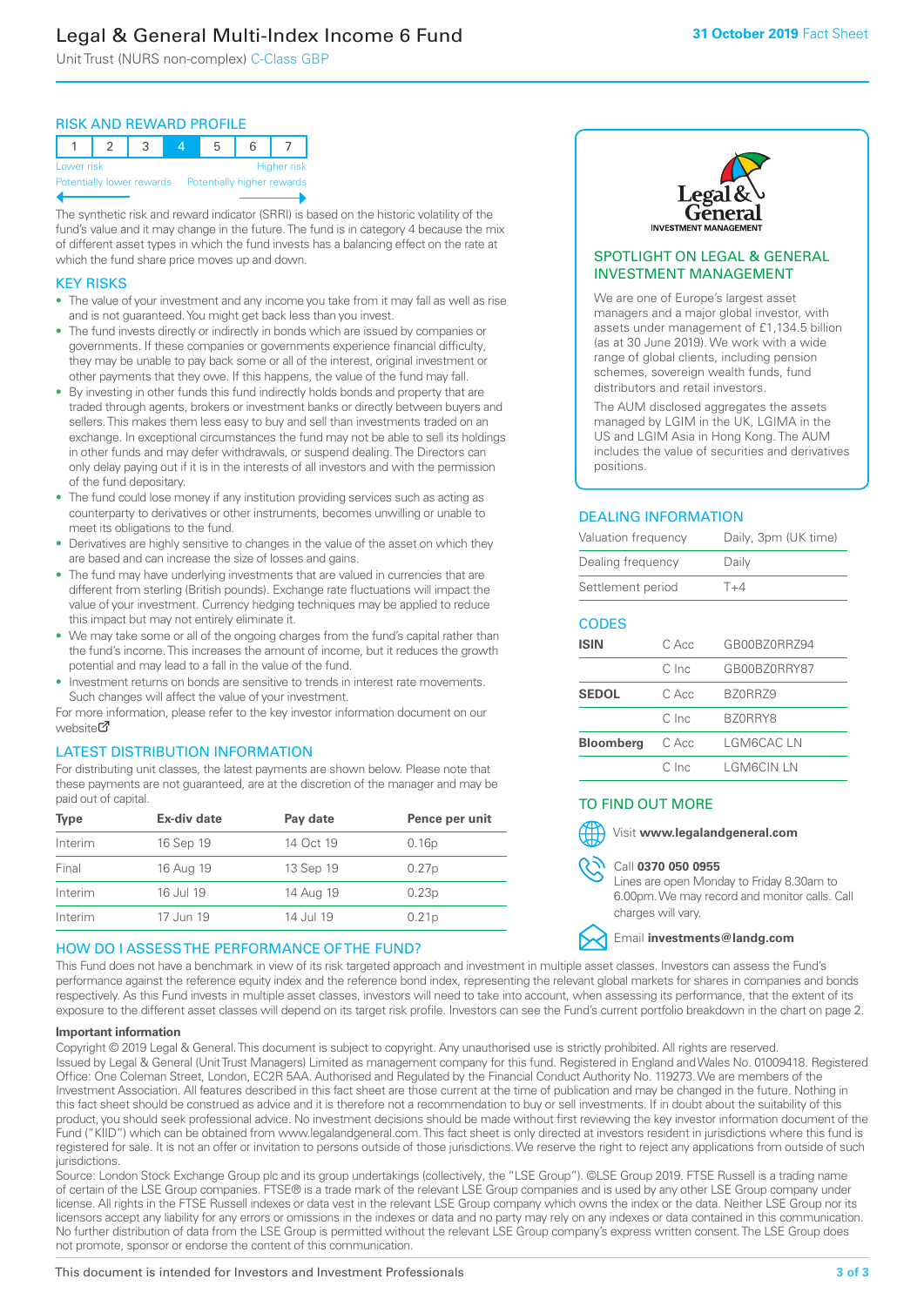# Legal & General Multi-Index Income 6 Fund

Unit Trust (NURS non-complex) C-Class GBP

**31 October 2019** Fact Sheet

## RISK AND REWARD PROFILE

| 1 | 2 | 3 | 4 | 5 | 6 | 7 |
|---|---|---|---|---|---|---|

Lower risk — Higher risk

Potentially lower rewards — Potentially higher rewards

The synthetic risk and reward indicator (SRRI) is based on the historic volatility of the fund's value and it may change in the future. The fund is in category 4 because the mix of different asset types in which the fund invests has a balancing effect on the rate at which the fund share price moves up and down.

## KEY RISKS

- The value of your investment and any income you take from it may fall as well as rise and is not guaranteed. You might get back less than you invest.
- The fund invests directly or indirectly in bonds which are issued by companies or governments. If these companies or governments experience financial difficulty, they may be unable to pay back some or all of the interest, original investment or other payments that they owe. If this happens, the value of the fund may fall.
- By investing in other funds this fund indirectly holds bonds and property that are traded through agents, brokers or investment banks or directly between buyers and sellers. This makes them less easy to buy and sell than investments traded on an exchange. In exceptional circumstances the fund may not be able to sell its holdings in other funds and may defer withdrawals, or suspend dealing. The Directors can only delay paying out if it is in the interests of all investors and with the permission of the fund depositary.
- The fund could lose money if any institution providing services such as acting as counterparty to derivatives or other instruments, becomes unwilling or unable to meet its obligations to the fund.
- Derivatives are highly sensitive to changes in the value of the asset on which they are based and can increase the size of losses and gains.
- The fund may have underlying investments that are valued in currencies that are different from sterling (British pounds). Exchange rate fluctuations will impact the value of your investment. Currency hedging techniques may be applied to reduce this impact but may not entirely eliminate it.
- We may take some or all of the ongoing charges from the fund's capital rather than the fund's income. This increases the amount of income, but it reduces the growth potential and may lead to a fall in the value of the fund.
- Investment returns on bonds are sensitive to trends in interest rate movements. Such changes will affect the value of your investment.

For more information, please refer to the key investor information document on our website

## LATEST DISTRIBUTION INFORMATION

For distributing unit classes, the latest payments are shown below. Please note that these payments are not guaranteed, are at the discretion of the manager and may be paid out of capital.

| Type | Ex-div date | Pay date | Pence per unit |
|---|---|---|---|
| Interim | 16 Sep 19 | 14 Oct 19 | 0.16p |
| Final | 16 Aug 19 | 13 Sep 19 | 0.27p |
| Interim | 16 Jul 19 | 14 Aug 19 | 0.23p |
| Interim | 17 Jun 19 | 14 Jul 19 | 0.21p |

## SPOTLIGHT ON LEGAL & GENERAL INVESTMENT MANAGEMENT

We are one of Europe's largest asset managers and a major global investor, with assets under management of £1,134.5 billion (as at 30 June 2019). We work with a wide range of global clients, including pension schemes, sovereign wealth funds, fund distributors and retail investors.

The AUM disclosed aggregates the assets managed by LGIM in the UK, LGIMA in the US and LGIM Asia in Hong Kong. The AUM includes the value of securities and derivatives positions.

## DEALING INFORMATION

| | |
|---|---|
| Valuation frequency | Daily, 3pm (UK time) |
| Dealing frequency | Daily |
| Settlement period | T+4 |

## CODES

| | | |
|---|---|---|
| **ISIN** | C Acc | GB00BZ0RRZ94 |
| | C Inc | GB00BZ0RRY87 |
| **SEDOL** | C Acc | BZ0RRZ9 |
| | C Inc | BZ0RRY8 |
| **Bloomberg** | C Acc | LGM6CAC LN |
| | C Inc | LGM6CIN LN |

## TO FIND OUT MORE

Visit **www.legalandgeneral.com**

Call **0370 050 0955**
Lines are open Monday to Friday 8.30am to 6.00pm. We may record and monitor calls. Call charges will vary.

Email **investments@landg.com**

## HOW DO I ASSESS THE PERFORMANCE OF THE FUND?

This Fund does not have a benchmark in view of its risk targeted approach and investment in multiple asset classes. Investors can assess the Fund's performance against the reference equity index and the reference bond index, representing the relevant global markets for shares in companies and bonds respectively. As this Fund invests in multiple asset classes, investors will need to take into account, when assessing its performance, that the extent of its exposure to the different asset classes will depend on its target risk profile. Investors can see the Fund's current portfolio breakdown in the chart on page 2.

#### Important information

Copyright © 2019 Legal & General. This document is subject to copyright. Any unauthorised use is strictly prohibited. All rights are reserved.
Issued by Legal & General (Unit Trust Managers) Limited as management company for this fund. Registered in England and Wales No. 01009418. Registered Office: One Coleman Street, London, EC2R 5AA. Authorised and Regulated by the Financial Conduct Authority No. 119273. We are members of the Investment Association. All features described in this fact sheet are those current at the time of publication and may be changed in the future. Nothing in this fact sheet should be construed as advice and it is therefore not a recommendation to buy or sell investments. If in doubt about the suitability of this product, you should seek professional advice. No investment decisions should be made without first reviewing the key investor information document of the Fund ("KIID") which can be obtained from www.legalandgeneral.com. This fact sheet is only directed at investors resident in jurisdictions where this fund is registered for sale. It is not an offer or invitation to persons outside of those jurisdictions. We reserve the right to reject any applications from outside of such jurisdictions.
Source: London Stock Exchange Group plc and its group undertakings (collectively, the "LSE Group"). ©LSE Group 2019. FTSE Russell is a trading name of certain of the LSE Group companies. FTSE® is a trade mark of the relevant LSE Group companies and is used by any other LSE Group company under license. All rights in the FTSE Russell indexes or data vest in the relevant LSE Group company which owns the index or the data. Neither LSE Group nor its licensors accept any liability for any errors or omissions in the indexes or data and no party may rely on any indexes or data contained in this communication. No further distribution of data from the LSE Group is permitted without the relevant LSE Group company's express written consent. The LSE Group does not promote, sponsor or endorse the content of this communication.

This document is intended for Investors and Investment Professionals